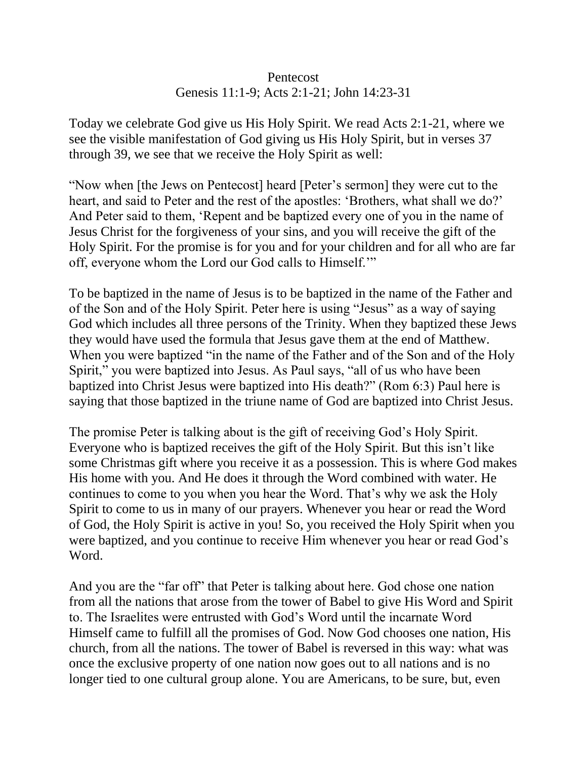Pentecost

Genesis 11:1-9; Acts 2:1-21; John 14:23-31

Today we celebrate God give us His Holy Spirit. We read Acts 2:1-21, where we see the visible manifestation of God giving us His Holy Spirit, but in verses 37 through 39, we see that we receive the Holy Spirit as well:

"Now when [the Jews on Pentecost] heard [Peter's sermon] they were cut to the heart, and said to Peter and the rest of the apostles: 'Brothers, what shall we do?' And Peter said to them, 'Repent and be baptized every one of you in the name of Jesus Christ for the forgiveness of your sins, and you will receive the gift of the Holy Spirit. For the promise is for you and for your children and for all who are far off, everyone whom the Lord our God calls to Himself.'"

To be baptized in the name of Jesus is to be baptized in the name of the Father and of the Son and of the Holy Spirit. Peter here is using "Jesus" as a way of saying God which includes all three persons of the Trinity. When they baptized these Jews they would have used the formula that Jesus gave them at the end of Matthew. When you were baptized "in the name of the Father and of the Son and of the Holy Spirit," you were baptized into Jesus. As Paul says, "all of us who have been baptized into Christ Jesus were baptized into His death?" (Rom 6:3) Paul here is saying that those baptized in the triune name of God are baptized into Christ Jesus.

The promise Peter is talking about is the gift of receiving God's Holy Spirit. Everyone who is baptized receives the gift of the Holy Spirit. But this isn't like some Christmas gift where you receive it as a possession. This is where God makes His home with you. And He does it through the Word combined with water. He continues to come to you when you hear the Word. That's why we ask the Holy Spirit to come to us in many of our prayers. Whenever you hear or read the Word of God, the Holy Spirit is active in you! So, you received the Holy Spirit when you were baptized, and you continue to receive Him whenever you hear or read God's Word.

And you are the "far off" that Peter is talking about here. God chose one nation from all the nations that arose from the tower of Babel to give His Word and Spirit to. The Israelites were entrusted with God's Word until the incarnate Word Himself came to fulfill all the promises of God. Now God chooses one nation, His church, from all the nations. The tower of Babel is reversed in this way: what was once the exclusive property of one nation now goes out to all nations and is no longer tied to one cultural group alone. You are Americans, to be sure, but, even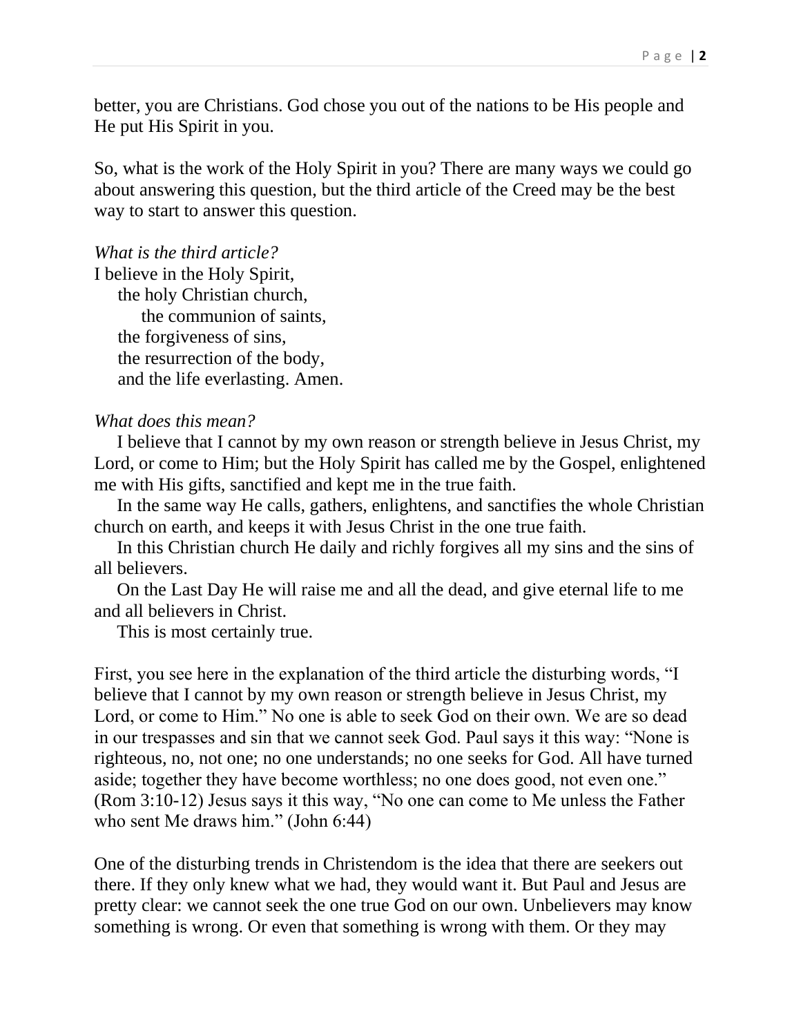better, you are Christians. God chose you out of the nations to be His people and He put His Spirit in you.

So, what is the work of the Holy Spirit in you? There are many ways we could go about answering this question, but the third article of the Creed may be the best way to start to answer this question.

*What is the third article?*

I believe in the Holy Spirit,
  the holy Christian church,
    the communion of saints,
  the forgiveness of sins,
  the resurrection of the body,
  and the life everlasting. Amen.

*What does this mean?*

I believe that I cannot by my own reason or strength believe in Jesus Christ, my Lord, or come to Him; but the Holy Spirit has called me by the Gospel, enlightened me with His gifts, sanctified and kept me in the true faith.

In the same way He calls, gathers, enlightens, and sanctifies the whole Christian church on earth, and keeps it with Jesus Christ in the one true faith.

In this Christian church He daily and richly forgives all my sins and the sins of all believers.

On the Last Day He will raise me and all the dead, and give eternal life to me and all believers in Christ.

This is most certainly true.

First, you see here in the explanation of the third article the disturbing words, "I believe that I cannot by my own reason or strength believe in Jesus Christ, my Lord, or come to Him." No one is able to seek God on their own. We are so dead in our trespasses and sin that we cannot seek God. Paul says it this way: "None is righteous, no, not one; no one understands; no one seeks for God. All have turned aside; together they have become worthless; no one does good, not even one." (Rom 3:10-12) Jesus says it this way, "No one can come to Me unless the Father who sent Me draws him." (John 6:44)

One of the disturbing trends in Christendom is the idea that there are seekers out there. If they only knew what we had, they would want it. But Paul and Jesus are pretty clear: we cannot seek the one true God on our own. Unbelievers may know something is wrong. Or even that something is wrong with them. Or they may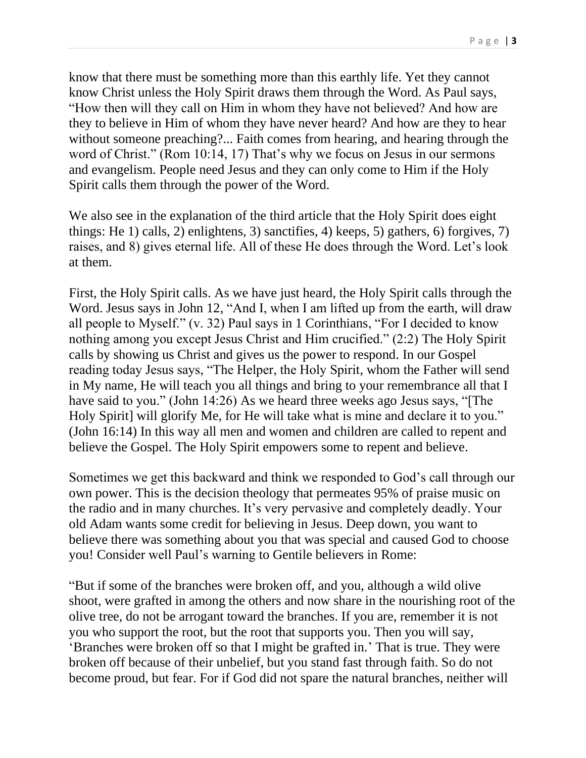know that there must be something more than this earthly life. Yet they cannot know Christ unless the Holy Spirit draws them through the Word. As Paul says, "How then will they call on Him in whom they have not believed? And how are they to believe in Him of whom they have never heard? And how are they to hear without someone preaching?... Faith comes from hearing, and hearing through the word of Christ." (Rom 10:14, 17) That's why we focus on Jesus in our sermons and evangelism. People need Jesus and they can only come to Him if the Holy Spirit calls them through the power of the Word.

We also see in the explanation of the third article that the Holy Spirit does eight things: He 1) calls, 2) enlightens, 3) sanctifies, 4) keeps, 5) gathers, 6) forgives, 7) raises, and 8) gives eternal life. All of these He does through the Word. Let's look at them.

First, the Holy Spirit calls. As we have just heard, the Holy Spirit calls through the Word. Jesus says in John 12, "And I, when I am lifted up from the earth, will draw all people to Myself." (v. 32) Paul says in 1 Corinthians, "For I decided to know nothing among you except Jesus Christ and Him crucified." (2:2) The Holy Spirit calls by showing us Christ and gives us the power to respond. In our Gospel reading today Jesus says, "The Helper, the Holy Spirit, whom the Father will send in My name, He will teach you all things and bring to your remembrance all that I have said to you." (John 14:26) As we heard three weeks ago Jesus says, "[The Holy Spirit] will glorify Me, for He will take what is mine and declare it to you." (John 16:14) In this way all men and women and children are called to repent and believe the Gospel. The Holy Spirit empowers some to repent and believe.

Sometimes we get this backward and think we responded to God's call through our own power. This is the decision theology that permeates 95% of praise music on the radio and in many churches. It's very pervasive and completely deadly. Your old Adam wants some credit for believing in Jesus. Deep down, you want to believe there was something about you that was special and caused God to choose you! Consider well Paul's warning to Gentile believers in Rome:

"But if some of the branches were broken off, and you, although a wild olive shoot, were grafted in among the others and now share in the nourishing root of the olive tree, do not be arrogant toward the branches. If you are, remember it is not you who support the root, but the root that supports you. Then you will say, 'Branches were broken off so that I might be grafted in.' That is true. They were broken off because of their unbelief, but you stand fast through faith. So do not become proud, but fear. For if God did not spare the natural branches, neither will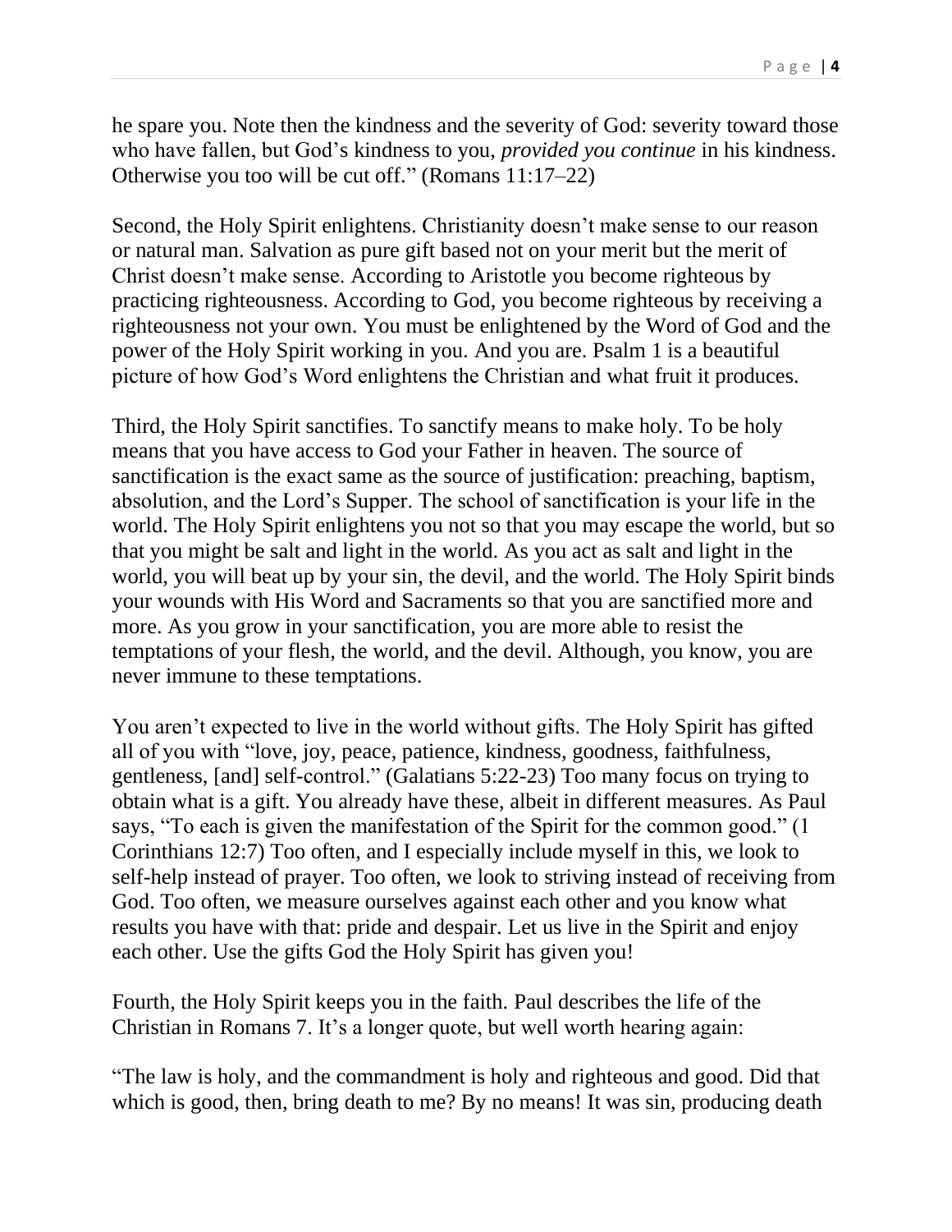he spare you. Note then the kindness and the severity of God: severity toward those who have fallen, but God's kindness to you, *provided you continue* in his kindness. Otherwise you too will be cut off." (Romans 11:17–22)

Second, the Holy Spirit enlightens. Christianity doesn't make sense to our reason or natural man. Salvation as pure gift based not on your merit but the merit of Christ doesn't make sense. According to Aristotle you become righteous by practicing righteousness. According to God, you become righteous by receiving a righteousness not your own. You must be enlightened by the Word of God and the power of the Holy Spirit working in you. And you are. Psalm 1 is a beautiful picture of how God's Word enlightens the Christian and what fruit it produces.

Third, the Holy Spirit sanctifies. To sanctify means to make holy. To be holy means that you have access to God your Father in heaven. The source of sanctification is the exact same as the source of justification: preaching, baptism, absolution, and the Lord's Supper. The school of sanctification is your life in the world. The Holy Spirit enlightens you not so that you may escape the world, but so that you might be salt and light in the world. As you act as salt and light in the world, you will beat up by your sin, the devil, and the world. The Holy Spirit binds your wounds with His Word and Sacraments so that you are sanctified more and more. As you grow in your sanctification, you are more able to resist the temptations of your flesh, the world, and the devil. Although, you know, you are never immune to these temptations.

You aren't expected to live in the world without gifts. The Holy Spirit has gifted all of you with "love, joy, peace, patience, kindness, goodness, faithfulness, gentleness, [and] self-control." (Galatians 5:22-23) Too many focus on trying to obtain what is a gift. You already have these, albeit in different measures. As Paul says, "To each is given the manifestation of the Spirit for the common good." (1 Corinthians 12:7) Too often, and I especially include myself in this, we look to self-help instead of prayer. Too often, we look to striving instead of receiving from God. Too often, we measure ourselves against each other and you know what results you have with that: pride and despair. Let us live in the Spirit and enjoy each other. Use the gifts God the Holy Spirit has given you!

Fourth, the Holy Spirit keeps you in the faith. Paul describes the life of the Christian in Romans 7. It's a longer quote, but well worth hearing again:

"The law is holy, and the commandment is holy and righteous and good. Did that which is good, then, bring death to me? By no means! It was sin, producing death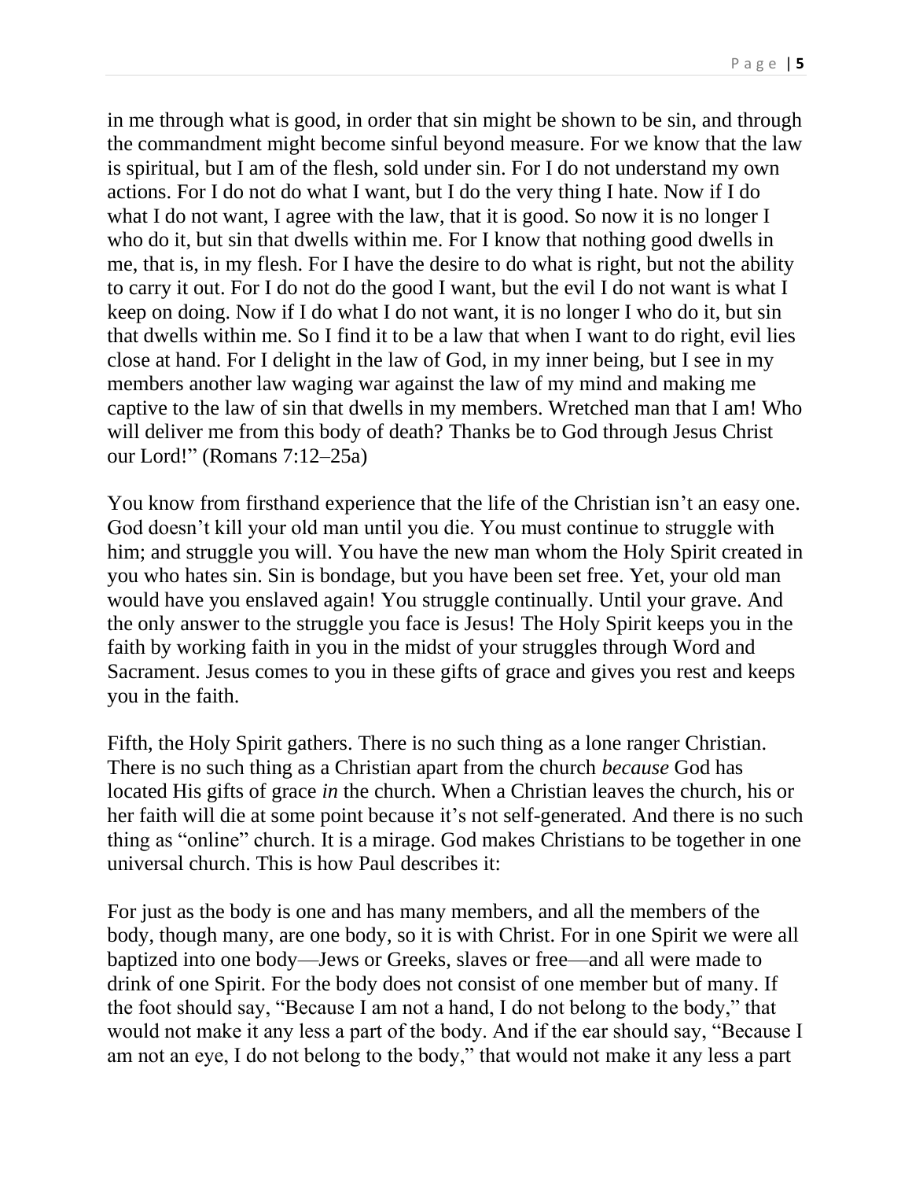in me through what is good, in order that sin might be shown to be sin, and through the commandment might become sinful beyond measure. For we know that the law is spiritual, but I am of the flesh, sold under sin. For I do not understand my own actions. For I do not do what I want, but I do the very thing I hate. Now if I do what I do not want, I agree with the law, that it is good. So now it is no longer I who do it, but sin that dwells within me. For I know that nothing good dwells in me, that is, in my flesh. For I have the desire to do what is right, but not the ability to carry it out. For I do not do the good I want, but the evil I do not want is what I keep on doing. Now if I do what I do not want, it is no longer I who do it, but sin that dwells within me. So I find it to be a law that when I want to do right, evil lies close at hand. For I delight in the law of God, in my inner being, but I see in my members another law waging war against the law of my mind and making me captive to the law of sin that dwells in my members. Wretched man that I am! Who will deliver me from this body of death? Thanks be to God through Jesus Christ our Lord!" (Romans 7:12–25a)

You know from firsthand experience that the life of the Christian isn't an easy one. God doesn't kill your old man until you die. You must continue to struggle with him; and struggle you will. You have the new man whom the Holy Spirit created in you who hates sin. Sin is bondage, but you have been set free. Yet, your old man would have you enslaved again! You struggle continually. Until your grave. And the only answer to the struggle you face is Jesus! The Holy Spirit keeps you in the faith by working faith in you in the midst of your struggles through Word and Sacrament. Jesus comes to you in these gifts of grace and gives you rest and keeps you in the faith.

Fifth, the Holy Spirit gathers. There is no such thing as a lone ranger Christian. There is no such thing as a Christian apart from the church *because* God has located His gifts of grace *in* the church. When a Christian leaves the church, his or her faith will die at some point because it's not self-generated. And there is no such thing as "online" church. It is a mirage. God makes Christians to be together in one universal church. This is how Paul describes it:

For just as the body is one and has many members, and all the members of the body, though many, are one body, so it is with Christ. For in one Spirit we were all baptized into one body—Jews or Greeks, slaves or free—and all were made to drink of one Spirit. For the body does not consist of one member but of many. If the foot should say, "Because I am not a hand, I do not belong to the body," that would not make it any less a part of the body. And if the ear should say, "Because I am not an eye, I do not belong to the body," that would not make it any less a part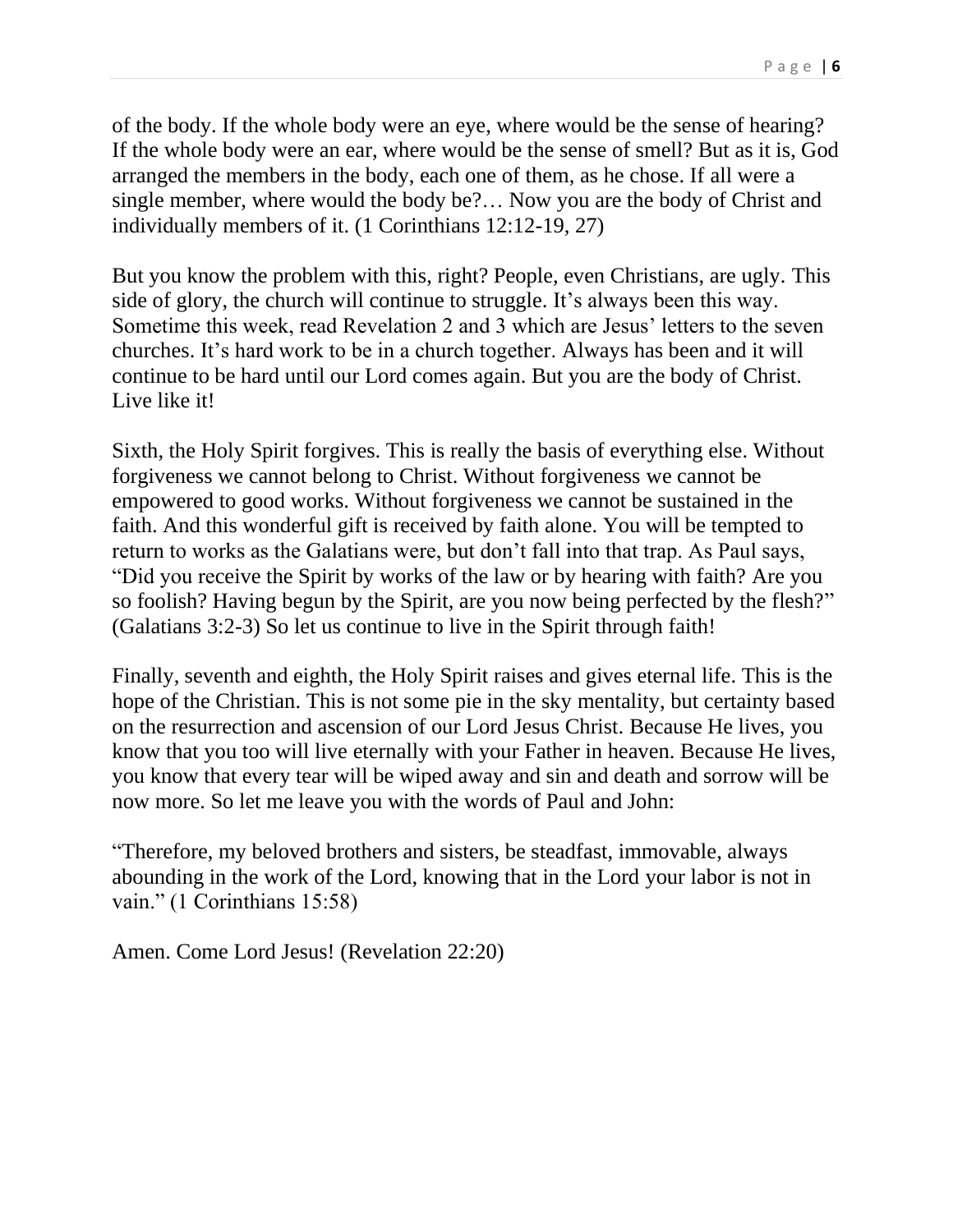of the body. If the whole body were an eye, where would be the sense of hearing? If the whole body were an ear, where would be the sense of smell? But as it is, God arranged the members in the body, each one of them, as he chose. If all were a single member, where would the body be?… Now you are the body of Christ and individually members of it. (1 Corinthians 12:12-19, 27)

But you know the problem with this, right? People, even Christians, are ugly. This side of glory, the church will continue to struggle. It's always been this way. Sometime this week, read Revelation 2 and 3 which are Jesus' letters to the seven churches. It's hard work to be in a church together. Always has been and it will continue to be hard until our Lord comes again. But you are the body of Christ. Live like it!

Sixth, the Holy Spirit forgives. This is really the basis of everything else. Without forgiveness we cannot belong to Christ. Without forgiveness we cannot be empowered to good works. Without forgiveness we cannot be sustained in the faith. And this wonderful gift is received by faith alone. You will be tempted to return to works as the Galatians were, but don't fall into that trap. As Paul says, "Did you receive the Spirit by works of the law or by hearing with faith? Are you so foolish? Having begun by the Spirit, are you now being perfected by the flesh?" (Galatians 3:2-3) So let us continue to live in the Spirit through faith!

Finally, seventh and eighth, the Holy Spirit raises and gives eternal life. This is the hope of the Christian. This is not some pie in the sky mentality, but certainty based on the resurrection and ascension of our Lord Jesus Christ. Because He lives, you know that you too will live eternally with your Father in heaven. Because He lives, you know that every tear will be wiped away and sin and death and sorrow will be now more. So let me leave you with the words of Paul and John:

"Therefore, my beloved brothers and sisters, be steadfast, immovable, always abounding in the work of the Lord, knowing that in the Lord your labor is not in vain." (1 Corinthians 15:58)

Amen. Come Lord Jesus! (Revelation 22:20)